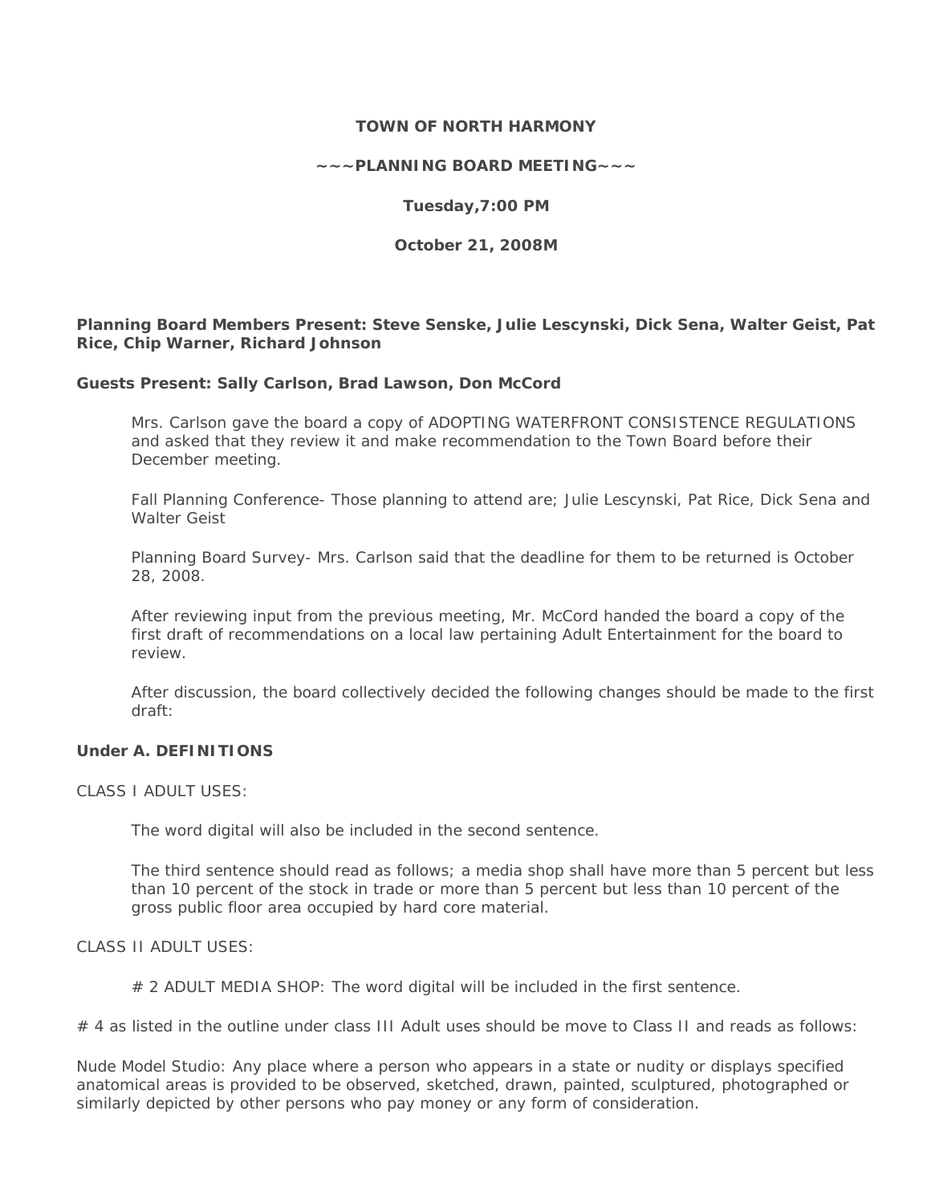**TOWN OF NORTH HARMONY**

**~~~PLANNING BOARD MEETING~~~**

**Tuesday,7:00 PM**

**October 21, 2008M**

**Planning Board Members Present: Steve Senske, Julie Lescynski, Dick Sena, Walter Geist, Pat Rice, Chip Warner, Richard Johnson**

**Guests Present: Sally Carlson, Brad Lawson, Don McCord**

Mrs. Carlson gave the board a copy of ADOPTING WATERFRONT CONSISTENCE REGULATIONS and asked that they review it and make recommendation to the Town Board before their December meeting.

Fall Planning Conference- Those planning to attend are; Julie Lescynski, Pat Rice, Dick Sena and Walter Geist

Planning Board Survey- Mrs. Carlson said that the deadline for them to be returned is October 28, 2008.

After reviewing input from the previous meeting, Mr. McCord handed the board a copy of the first draft of recommendations on a local law pertaining Adult Entertainment for the board to review.

After discussion, the board collectively decided the following changes should be made to the first draft:

**Under A. DEFINITIONS**

CLASS I ADULT USES:

The word digital will also be included in the second sentence.

The third sentence should read as follows; a media shop shall have more than 5 percent but less than 10 percent of the stock in trade or more than 5 percent but less than 10 percent of the gross public floor area occupied by hard core material.

CLASS II ADULT USES:

# 2 ADULT MEDIA SHOP: The word digital will be included in the first sentence.

# 4 as listed in the outline under class III Adult uses should be move to Class II and reads as follows:

Nude Model Studio: Any place where a person who appears in a state or nudity or displays specified anatomical areas is provided to be observed, sketched, drawn, painted, sculptured, photographed or similarly depicted by other persons who pay money or any form of consideration.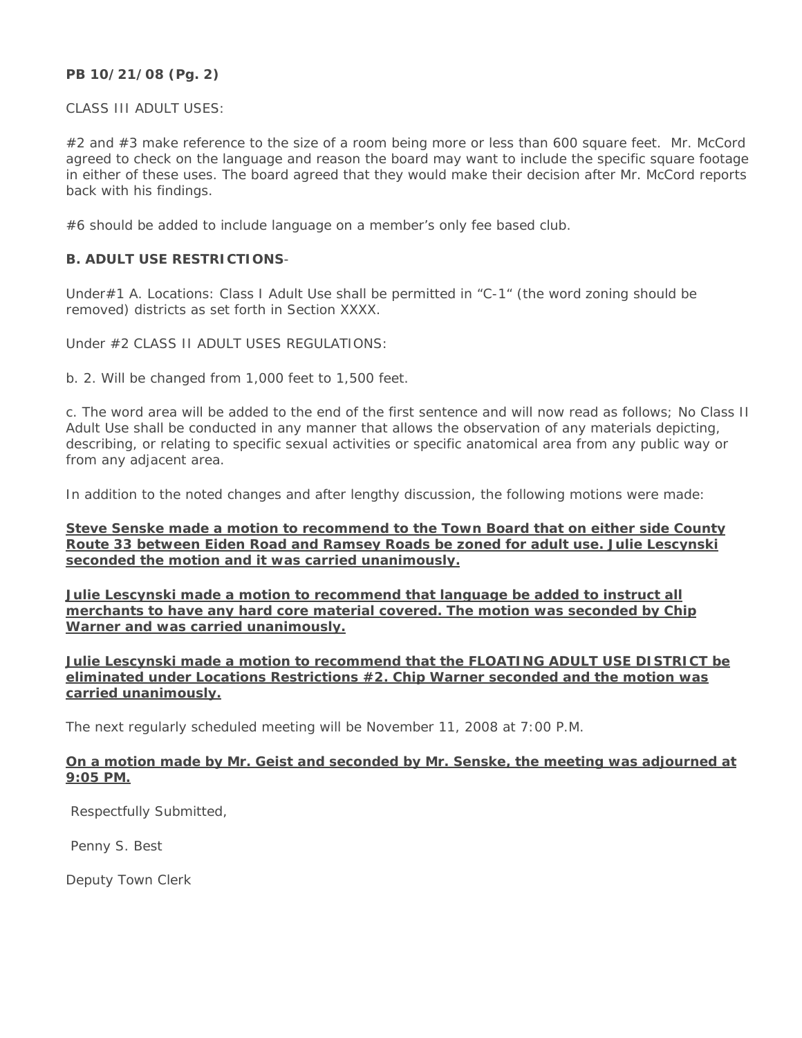**PB 10/21/08 (Pg. 2)**

CLASS III ADULT USES:

#2 and #3 make reference to the size of a room being more or less than 600 square feet. Mr. McCord agreed to check on the language and reason the board may want to include the specific square footage in either of these uses. The board agreed that they would make their decision after Mr. McCord reports back with his findings.

#6 should be added to include language on a member's only fee based club.

**B. ADULT USE RESTRICTIONS**-

Under#1 A. Locations: Class I Adult Use shall be permitted in "C-1" (the word zoning should be removed) districts as set forth in Section XXXX.

Under #2 CLASS II ADULT USES REGULATIONS:

b. 2. Will be changed from 1,000 feet to 1,500 feet.

c. The word area will be added to the end of the first sentence and will now read as follows; No Class II Adult Use shall be conducted in any manner that allows the observation of any materials depicting, describing, or relating to specific sexual activities or specific anatomical area from any public way or from any adjacent area.

In addition to the noted changes and after lengthy discussion, the following motions were made:

**Steve Senske made a motion to recommend to the Town Board that on either side County Route 33 between Eiden Road and Ramsey Roads be zoned for adult use. Julie Lescynski seconded the motion and it was carried unanimously.**

**Julie Lescynski made a motion to recommend that language be added to instruct all merchants to have any hard core material covered. The motion was seconded by Chip Warner and was carried unanimously.**

**Julie Lescynski made a motion to recommend that the FLOATING ADULT USE DISTRICT be eliminated under Locations Restrictions #2. Chip Warner seconded and the motion was carried unanimously.**

The next regularly scheduled meeting will be November 11, 2008 at 7:00 P.M.

**On a motion made by Mr. Geist and seconded by Mr. Senske, the meeting was adjourned at 9:05 PM.**

Respectfully Submitted,

Penny S. Best

Deputy Town Clerk